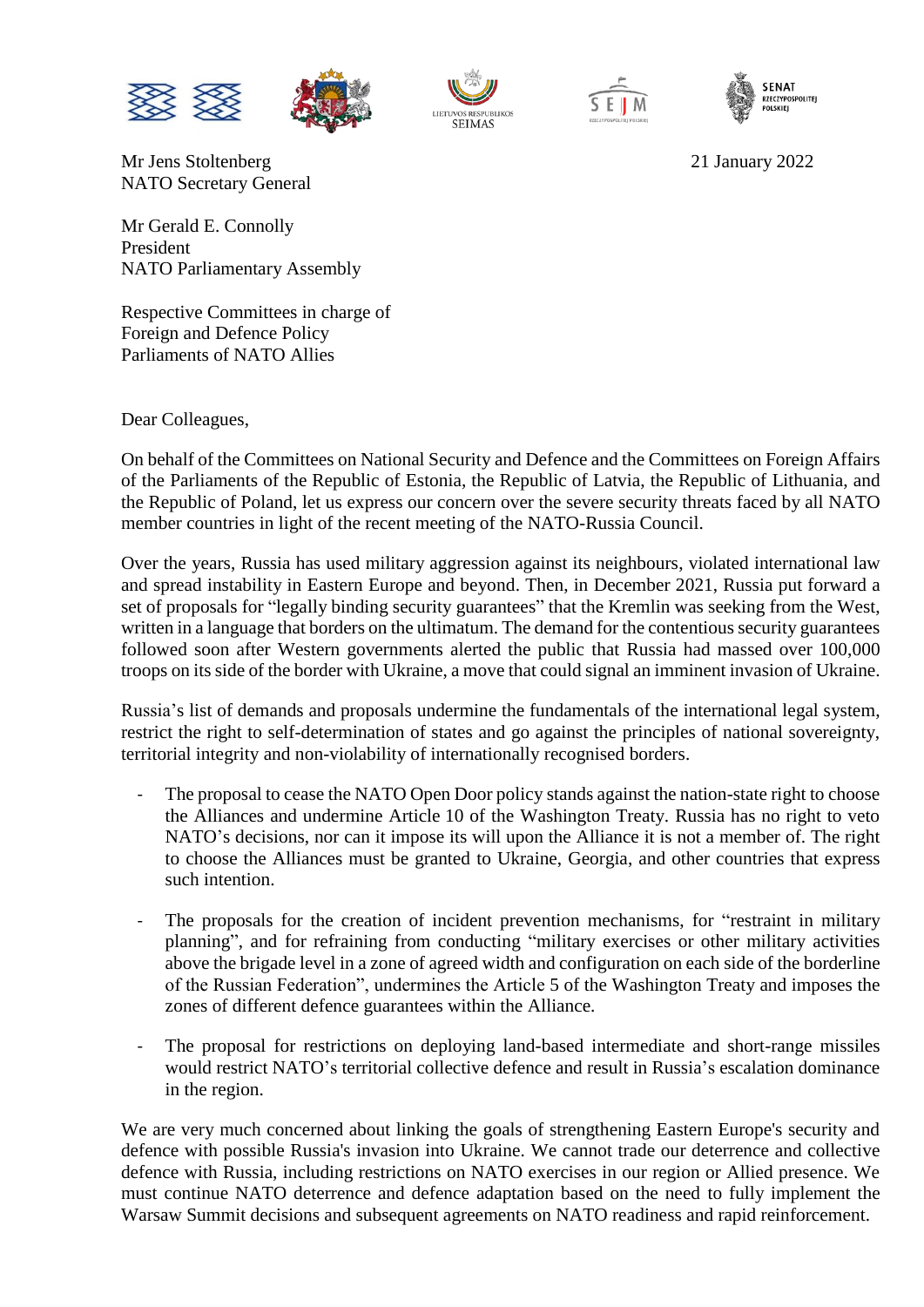LIETUVOS RESPUBLIKOS SEIMAS

SEJM RZECZYPOSPOLITEJ POLSKIEJ

SENAT RZECZYPOSPOLITEJ POLSKIEJ

Mr Jens Stoltenberg
NATO Secretary General

21 January 2022

Mr Gerald E. Connolly
President
NATO Parliamentary Assembly

Respective Committees in charge of
Foreign and Defence Policy
Parliaments of NATO Allies

Dear Colleagues,

On behalf of the Committees on National Security and Defence and the Committees on Foreign Affairs of the Parliaments of the Republic of Estonia, the Republic of Latvia, the Republic of Lithuania, and the Republic of Poland, let us express our concern over the severe security threats faced by all NATO member countries in light of the recent meeting of the NATO-Russia Council.

Over the years, Russia has used military aggression against its neighbours, violated international law and spread instability in Eastern Europe and beyond. Then, in December 2021, Russia put forward a set of proposals for "legally binding security guarantees" that the Kremlin was seeking from the West, written in a language that borders on the ultimatum. The demand for the contentious security guarantees followed soon after Western governments alerted the public that Russia had massed over 100,000 troops on its side of the border with Ukraine, a move that could signal an imminent invasion of Ukraine.

Russia's list of demands and proposals undermine the fundamentals of the international legal system, restrict the right to self-determination of states and go against the principles of national sovereignty, territorial integrity and non-violability of internationally recognised borders.

- The proposal to cease the NATO Open Door policy stands against the nation-state right to choose the Alliances and undermine Article 10 of the Washington Treaty. Russia has no right to veto NATO's decisions, nor can it impose its will upon the Alliance it is not a member of. The right to choose the Alliances must be granted to Ukraine, Georgia, and other countries that express such intention.
- The proposals for the creation of incident prevention mechanisms, for "restraint in military planning", and for refraining from conducting "military exercises or other military activities above the brigade level in a zone of agreed width and configuration on each side of the borderline of the Russian Federation", undermines the Article 5 of the Washington Treaty and imposes the zones of different defence guarantees within the Alliance.
- The proposal for restrictions on deploying land-based intermediate and short-range missiles would restrict NATO's territorial collective defence and result in Russia's escalation dominance in the region.

We are very much concerned about linking the goals of strengthening Eastern Europe's security and defence with possible Russia's invasion into Ukraine. We cannot trade our deterrence and collective defence with Russia, including restrictions on NATO exercises in our region or Allied presence. We must continue NATO deterrence and defence adaptation based on the need to fully implement the Warsaw Summit decisions and subsequent agreements on NATO readiness and rapid reinforcement.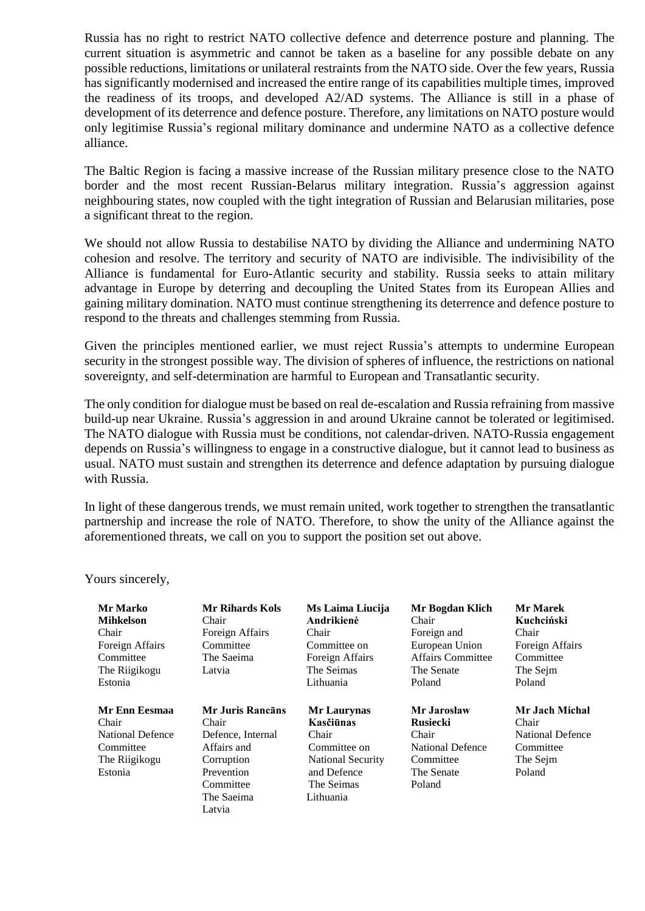Russia has no right to restrict NATO collective defence and deterrence posture and planning. The current situation is asymmetric and cannot be taken as a baseline for any possible debate on any possible reductions, limitations or unilateral restraints from the NATO side. Over the few years, Russia has significantly modernised and increased the entire range of its capabilities multiple times, improved the readiness of its troops, and developed A2/AD systems. The Alliance is still in a phase of development of its deterrence and defence posture. Therefore, any limitations on NATO posture would only legitimise Russia's regional military dominance and undermine NATO as a collective defence alliance.

The Baltic Region is facing a massive increase of the Russian military presence close to the NATO border and the most recent Russian-Belarus military integration. Russia's aggression against neighbouring states, now coupled with the tight integration of Russian and Belarusian militaries, pose a significant threat to the region.

We should not allow Russia to destabilise NATO by dividing the Alliance and undermining NATO cohesion and resolve. The territory and security of NATO are indivisible. The indivisibility of the Alliance is fundamental for Euro-Atlantic security and stability. Russia seeks to attain military advantage in Europe by deterring and decoupling the United States from its European Allies and gaining military domination. NATO must continue strengthening its deterrence and defence posture to respond to the threats and challenges stemming from Russia.

Given the principles mentioned earlier, we must reject Russia's attempts to undermine European security in the strongest possible way. The division of spheres of influence, the restrictions on national sovereignty, and self-determination are harmful to European and Transatlantic security.

The only condition for dialogue must be based on real de-escalation and Russia refraining from massive build-up near Ukraine. Russia's aggression in and around Ukraine cannot be tolerated or legitimised. The NATO dialogue with Russia must be conditions, not calendar-driven. NATO-Russia engagement depends on Russia's willingness to engage in a constructive dialogue, but it cannot lead to business as usual. NATO must sustain and strengthen its deterrence and defence adaptation by pursuing dialogue with Russia.

In light of these dangerous trends, we must remain united, work together to strengthen the transatlantic partnership and increase the role of NATO. Therefore, to show the unity of the Alliance against the aforementioned threats, we call on you to support the position set out above.

Yours sincerely,

**Mr Marko Mihkelson**
Chair
Foreign Affairs Committee
The Riigikogu
Estonia

**Mr Rihards Kols**
Chair
Foreign Affairs Committee
The Saeima
Latvia

**Ms Laima Liucija Andrikienė**
Chair
Committee on Foreign Affairs
The Seimas
Lithuania

**Mr Bogdan Klich**
Chair
Foreign and European Union Affairs Committee
The Senate
Poland

**Mr Marek Kuchciński**
Chair
Foreign Affairs Committee
The Sejm
Poland

**Mr Enn Eesmaa**
Chair
National Defence Committee
The Riigikogu
Estonia

**Mr Juris Rancāns**
Chair
Defence, Internal Affairs and Corruption Prevention Committee
The Saeima
Latvia

**Mr Laurynas Kasčiūnas**
Chair
Committee on National Security and Defence
The Seimas
Lithuania

**Mr Jarosław Rusiecki**
Chair
National Defence Committee
The Senate
Poland

**Mr Jach Michał**
Chair
National Defence Committee
The Sejm
Poland